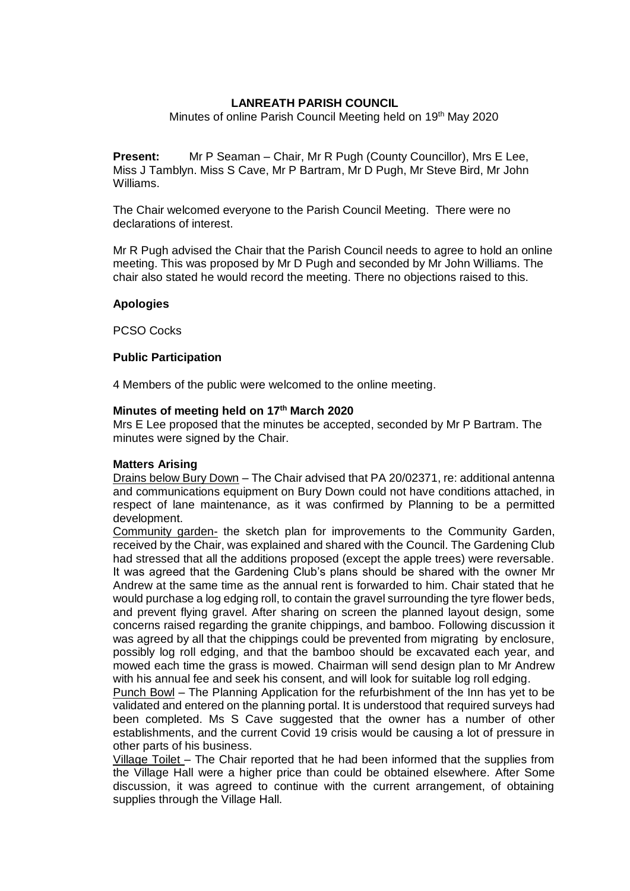# LANREATH PARISH COUNCIL

Minutes of online Parish Council Meeting held on 19th May 2020

**Present:** Mr P Seaman – Chair, Mr R Pugh (County Councillor), Mrs E Lee, Miss J Tamblyn. Miss S Cave, Mr P Bartram, Mr D Pugh, Mr Steve Bird, Mr John Williams.

The Chair welcomed everyone to the Parish Council Meeting. There were no declarations of interest.

Mr R Pugh advised the Chair that the Parish Council needs to agree to hold an online meeting. This was proposed by Mr D Pugh and seconded by Mr John Williams. The chair also stated he would record the meeting. There no objections raised to this.

### Apologies

PCSO Cocks

### Public Participation

4 Members of the public were welcomed to the online meeting.

### Minutes of meeting held on 17th March 2020

Mrs E Lee proposed that the minutes be accepted, seconded by Mr P Bartram. The minutes were signed by the Chair.

### Matters Arising

Drains below Bury Down – The Chair advised that PA 20/02371, re: additional antenna and communications equipment on Bury Down could not have conditions attached, in respect of lane maintenance, as it was confirmed by Planning to be a permitted development.

Community garden- the sketch plan for improvements to the Community Garden, received by the Chair, was explained and shared with the Council. The Gardening Club had stressed that all the additions proposed (except the apple trees) were reversable. It was agreed that the Gardening Club's plans should be shared with the owner Mr Andrew at the same time as the annual rent is forwarded to him. Chair stated that he would purchase a log edging roll, to contain the gravel surrounding the tyre flower beds, and prevent flying gravel. After sharing on screen the planned layout design, some concerns raised regarding the granite chippings, and bamboo. Following discussion it was agreed by all that the chippings could be prevented from migrating by enclosure, possibly log roll edging, and that the bamboo should be excavated each year, and mowed each time the grass is mowed. Chairman will send design plan to Mr Andrew with his annual fee and seek his consent, and will look for suitable log roll edging.

Punch Bowl – The Planning Application for the refurbishment of the Inn has yet to be validated and entered on the planning portal. It is understood that required surveys had been completed. Ms S Cave suggested that the owner has a number of other establishments, and the current Covid 19 crisis would be causing a lot of pressure in other parts of his business.

Village Toilet – The Chair reported that he had been informed that the supplies from the Village Hall were a higher price than could be obtained elsewhere. After Some discussion, it was agreed to continue with the current arrangement, of obtaining supplies through the Village Hall.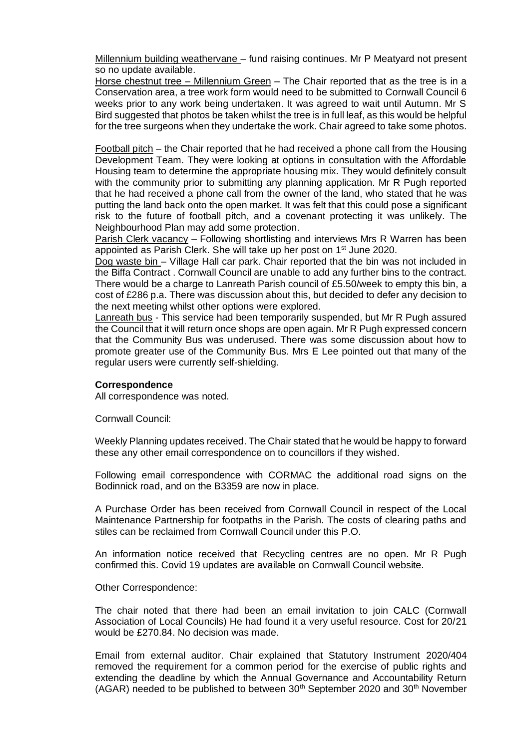<u>Millennium building weathervane</u> – fund raising continues. Mr P Meatyard not present so no update available.

<u>Horse chestnut tree – Millennium Green</u> – The Chair reported that as the tree is in a Conservation area, a tree work form would need to be submitted to Cornwall Council 6 weeks prior to any work being undertaken. It was agreed to wait until Autumn. Mr S Bird suggested that photos be taken whilst the tree is in full leaf, as this would be helpful for the tree surgeons when they undertake the work. Chair agreed to take some photos.

<u>Football pitch</u> – the Chair reported that he had received a phone call from the Housing Development Team. They were looking at options in consultation with the Affordable Housing team to determine the appropriate housing mix. They would definitely consult with the community prior to submitting any planning application. Mr R Pugh reported that he had received a phone call from the owner of the land, who stated that he was putting the land back onto the open market. It was felt that this could pose a significant risk to the future of football pitch, and a covenant protecting it was unlikely. The Neighbourhood Plan may add some protection.

<u>Parish Clerk vacancy</u> – Following shortlisting and interviews Mrs R Warren has been appointed as Parish Clerk. She will take up her post on 1st June 2020.

<u>Dog waste bin</u> – Village Hall car park. Chair reported that the bin was not included in the Biffa Contract . Cornwall Council are unable to add any further bins to the contract. There would be a charge to Lanreath Parish council of £5.50/week to empty this bin, a cost of £286 p.a. There was discussion about this, but decided to defer any decision to the next meeting whilst other options were explored.

<u>Lanreath bus</u> - This service had been temporarily suspended, but Mr R Pugh assured the Council that it will return once shops are open again. Mr R Pugh expressed concern that the Community Bus was underused. There was some discussion about how to promote greater use of the Community Bus. Mrs E Lee pointed out that many of the regular users were currently self-shielding.

**Correspondence**

All correspondence was noted.

Cornwall Council:

Weekly Planning updates received. The Chair stated that he would be happy to forward these any other email correspondence on to councillors if they wished.

Following email correspondence with CORMAC the additional road signs on the Bodinnick road, and on the B3359 are now in place.

A Purchase Order has been received from Cornwall Council in respect of the Local Maintenance Partnership for footpaths in the Parish. The costs of clearing paths and stiles can be reclaimed from Cornwall Council under this P.O.

An information notice received that Recycling centres are no open. Mr R Pugh confirmed this. Covid 19 updates are available on Cornwall Council website.

Other Correspondence:

The chair noted that there had been an email invitation to join CALC (Cornwall Association of Local Councils) He had found it a very useful resource. Cost for 20/21 would be £270.84. No decision was made.

Email from external auditor. Chair explained that Statutory Instrument 2020/404 removed the requirement for a common period for the exercise of public rights and extending the deadline by which the Annual Governance and Accountability Return (AGAR) needed to be published to between 30th September 2020 and 30th November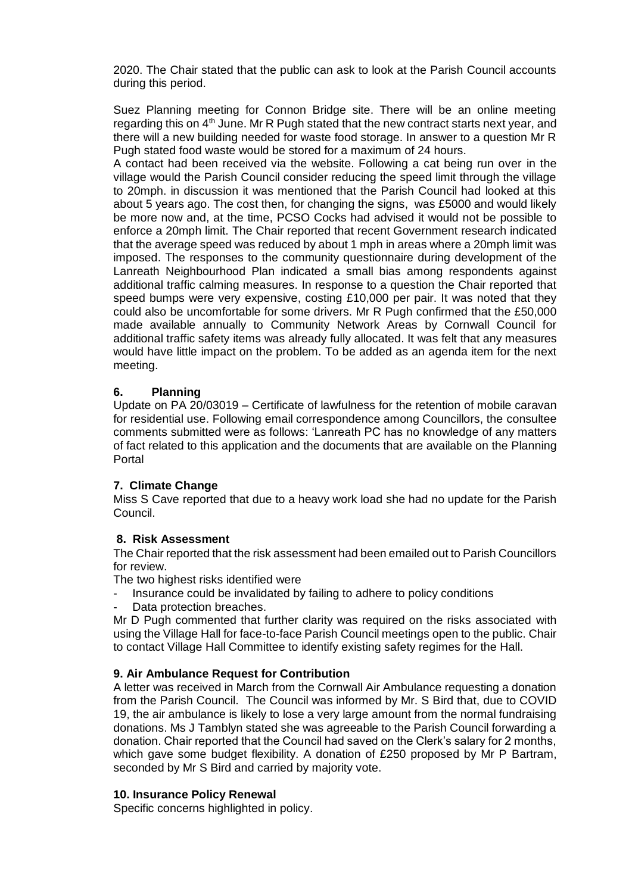2020. The Chair stated that the public can ask to look at the Parish Council accounts during this period.

Suez Planning meeting for Connon Bridge site. There will be an online meeting regarding this on 4th June. Mr R Pugh stated that the new contract starts next year, and there will a new building needed for waste food storage. In answer to a question Mr R Pugh stated food waste would be stored for a maximum of 24 hours.

A contact had been received via the website. Following a cat being run over in the village would the Parish Council consider reducing the speed limit through the village to 20mph. in discussion it was mentioned that the Parish Council had looked at this about 5 years ago. The cost then, for changing the signs, was £5000 and would likely be more now and, at the time, PCSO Cocks had advised it would not be possible to enforce a 20mph limit. The Chair reported that recent Government research indicated that the average speed was reduced by about 1 mph in areas where a 20mph limit was imposed. The responses to the community questionnaire during development of the Lanreath Neighbourhood Plan indicated a small bias among respondents against additional traffic calming measures. In response to a question the Chair reported that speed bumps were very expensive, costing £10,000 per pair. It was noted that they could also be uncomfortable for some drivers. Mr R Pugh confirmed that the £50,000 made available annually to Community Network Areas by Cornwall Council for additional traffic safety items was already fully allocated. It was felt that any measures would have little impact on the problem. To be added as an agenda item for the next meeting.

### 6. Planning

Update on PA 20/03019 – Certificate of lawfulness for the retention of mobile caravan for residential use. Following email correspondence among Councillors, the consultee comments submitted were as follows: 'Lanreath PC has no knowledge of any matters of fact related to this application and the documents that are available on the Planning Portal

### 7. Climate Change

Miss S Cave reported that due to a heavy work load she had no update for the Parish Council.

### 8. Risk Assessment

The Chair reported that the risk assessment had been emailed out to Parish Councillors for review.

The two highest risks identified were

- Insurance could be invalidated by failing to adhere to policy conditions
- Data protection breaches.

Mr D Pugh commented that further clarity was required on the risks associated with using the Village Hall for face-to-face Parish Council meetings open to the public. Chair to contact Village Hall Committee to identify existing safety regimes for the Hall.

### 9. Air Ambulance Request for Contribution

A letter was received in March from the Cornwall Air Ambulance requesting a donation from the Parish Council. The Council was informed by Mr. S Bird that, due to COVID 19, the air ambulance is likely to lose a very large amount from the normal fundraising donations. Ms J Tamblyn stated she was agreeable to the Parish Council forwarding a donation. Chair reported that the Council had saved on the Clerk's salary for 2 months, which gave some budget flexibility. A donation of £250 proposed by Mr P Bartram, seconded by Mr S Bird and carried by majority vote.

### 10. Insurance Policy Renewal

Specific concerns highlighted in policy.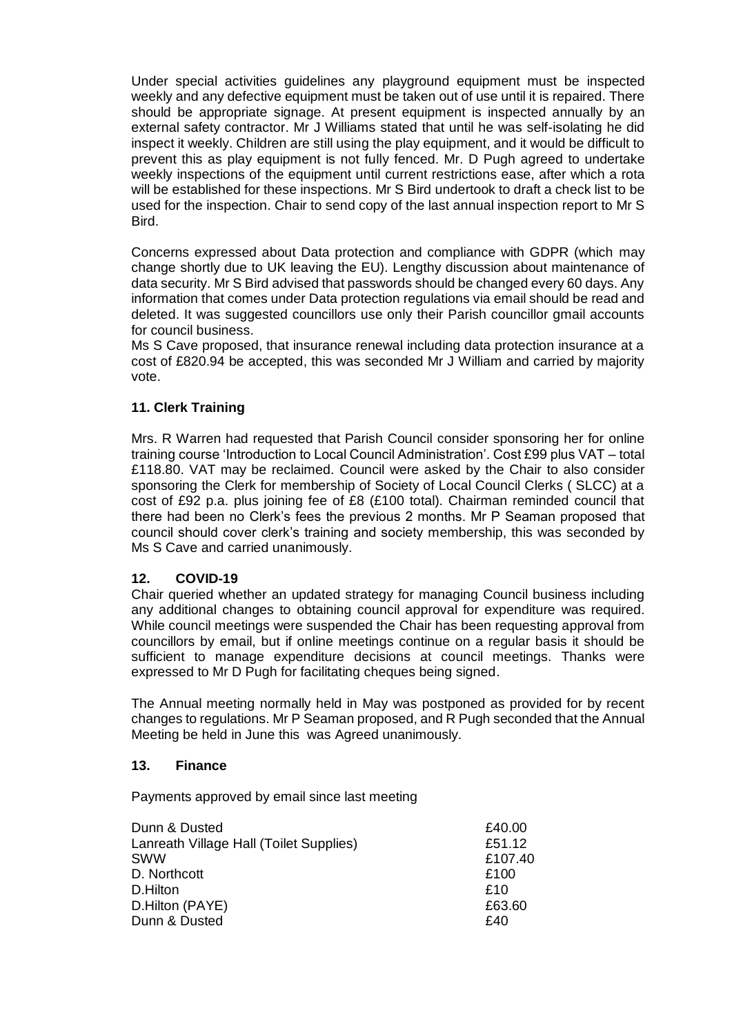Under special activities guidelines any playground equipment must be inspected weekly and any defective equipment must be taken out of use until it is repaired. There should be appropriate signage. At present equipment is inspected annually by an external safety contractor. Mr J Williams stated that until he was self-isolating he did inspect it weekly. Children are still using the play equipment, and it would be difficult to prevent this as play equipment is not fully fenced. Mr. D Pugh agreed to undertake weekly inspections of the equipment until current restrictions ease, after which a rota will be established for these inspections. Mr S Bird undertook to draft a check list to be used for the inspection. Chair to send copy of the last annual inspection report to Mr S Bird.

Concerns expressed about Data protection and compliance with GDPR (which may change shortly due to UK leaving the EU). Lengthy discussion about maintenance of data security. Mr S Bird advised that passwords should be changed every 60 days. Any information that comes under Data protection regulations via email should be read and deleted. It was suggested councillors use only their Parish councillor gmail accounts for council business.
Ms S Cave proposed, that insurance renewal including data protection insurance at a cost of £820.94 be accepted, this was seconded Mr J William and carried by majority vote.

## 11. Clerk Training

Mrs. R Warren had requested that Parish Council consider sponsoring her for online training course 'Introduction to Local Council Administration'. Cost £99 plus VAT – total £118.80. VAT may be reclaimed. Council were asked by the Chair to also consider sponsoring the Clerk for membership of Society of Local Council Clerks ( SLCC) at a cost of £92 p.a. plus joining fee of £8 (£100 total). Chairman reminded council that there had been no Clerk's fees the previous 2 months. Mr P Seaman proposed that council should cover clerk's training and society membership, this was seconded by Ms S Cave and carried unanimously.

## 12. COVID-19

Chair queried whether an updated strategy for managing Council business including any additional changes to obtaining council approval for expenditure was required. While council meetings were suspended the Chair has been requesting approval from councillors by email, but if online meetings continue on a regular basis it should be sufficient to manage expenditure decisions at council meetings. Thanks were expressed to Mr D Pugh for facilitating cheques being signed.

The Annual meeting normally held in May was postponed as provided for by recent changes to regulations. Mr P Seaman proposed, and R Pugh seconded that the Annual Meeting be held in June this was Agreed unanimously.

## 13. Finance

Payments approved by email since last meeting

| | |
|---|---|
| Dunn & Dusted | £40.00 |
| Lanreath Village Hall (Toilet Supplies) | £51.12 |
| SWW | £107.40 |
| D. Northcott | £100 |
| D.Hilton | £10 |
| D.Hilton (PAYE) | £63.60 |
| Dunn & Dusted | £40 |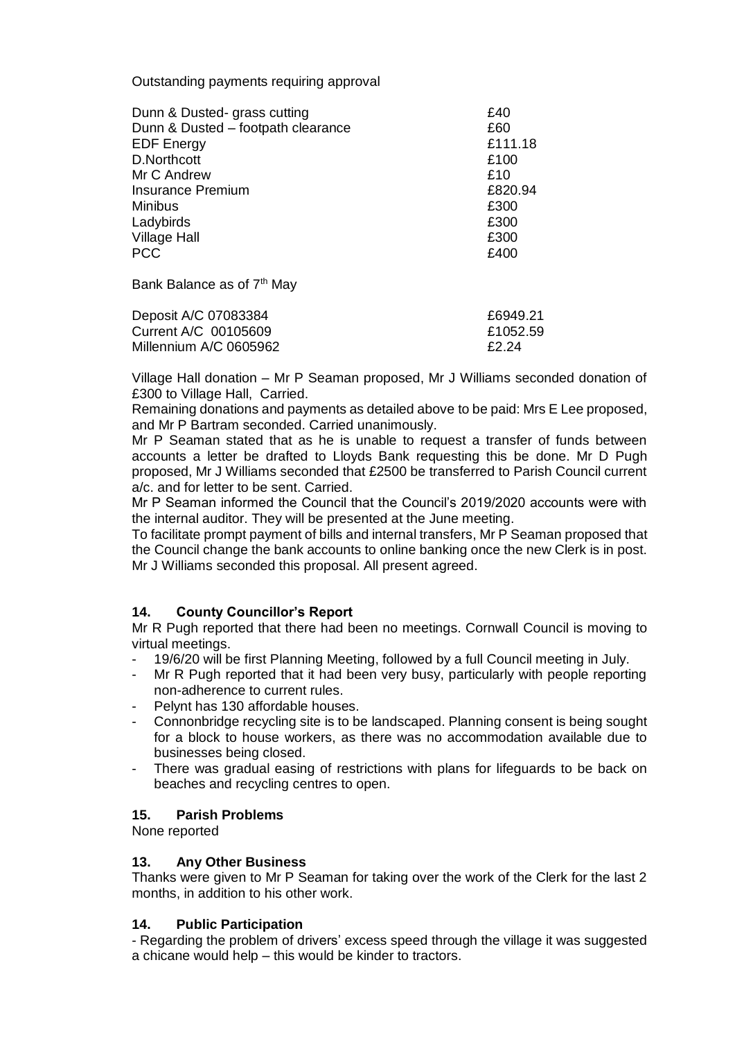Outstanding payments requiring approval

| | |
|---|---|
| Dunn & Dusted- grass cutting | £40 |
| Dunn & Dusted – footpath clearance | £60 |
| EDF Energy | £111.18 |
| D.Northcott | £100 |
| Mr C Andrew | £10 |
| Insurance Premium | £820.94 |
| Minibus | £300 |
| Ladybirds | £300 |
| Village Hall | £300 |
| PCC | £400 |

Bank Balance as of 7th May

| | |
|---|---|
| Deposit A/C 07083384 | £6949.21 |
| Current A/C 00105609 | £1052.59 |
| Millennium A/C 0605962 | £2.24 |

Village Hall donation – Mr P Seaman proposed, Mr J Williams seconded donation of £300 to Village Hall, Carried.

Remaining donations and payments as detailed above to be paid: Mrs E Lee proposed, and Mr P Bartram seconded. Carried unanimously.

Mr P Seaman stated that as he is unable to request a transfer of funds between accounts a letter be drafted to Lloyds Bank requesting this be done. Mr D Pugh proposed, Mr J Williams seconded that £2500 be transferred to Parish Council current a/c. and for letter to be sent. Carried.

Mr P Seaman informed the Council that the Council's 2019/2020 accounts were with the internal auditor. They will be presented at the June meeting.

To facilitate prompt payment of bills and internal transfers, Mr P Seaman proposed that the Council change the bank accounts to online banking once the new Clerk is in post. Mr J Williams seconded this proposal. All present agreed.

### 14. County Councillor's Report

Mr R Pugh reported that there had been no meetings. Cornwall Council is moving to virtual meetings.

- 19/6/20 will be first Planning Meeting, followed by a full Council meeting in July.
- Mr R Pugh reported that it had been very busy, particularly with people reporting non-adherence to current rules.
- Pelynt has 130 affordable houses.
- Connonbridge recycling site is to be landscaped. Planning consent is being sought for a block to house workers, as there was no accommodation available due to businesses being closed.
- There was gradual easing of restrictions with plans for lifeguards to be back on beaches and recycling centres to open.

### 15. Parish Problems

None reported

### 13. Any Other Business

Thanks were given to Mr P Seaman for taking over the work of the Clerk for the last 2 months, in addition to his other work.

### 14. Public Participation

- Regarding the problem of drivers' excess speed through the village it was suggested a chicane would help – this would be kinder to tractors.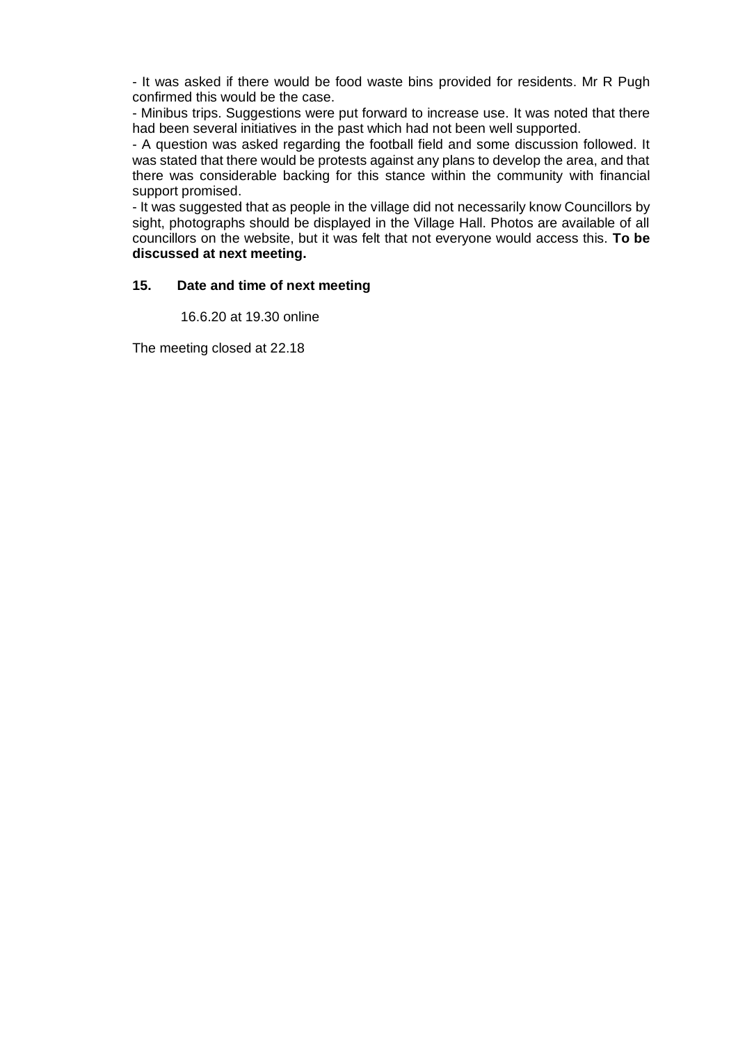- It was asked if there would be food waste bins provided for residents. Mr R Pugh confirmed this would be the case.
- Minibus trips. Suggestions were put forward to increase use. It was noted that there had been several initiatives in the past which had not been well supported.
- A question was asked regarding the football field and some discussion followed. It was stated that there would be protests against any plans to develop the area, and that there was considerable backing for this stance within the community with financial support promised.
- It was suggested that as people in the village did not necessarily know Councillors by sight, photographs should be displayed in the Village Hall. Photos are available of all councillors on the website, but it was felt that not everyone would access this. **To be discussed at next meeting.**

**15. Date and time of next meeting**

16.6.20 at 19.30 online

The meeting closed at 22.18